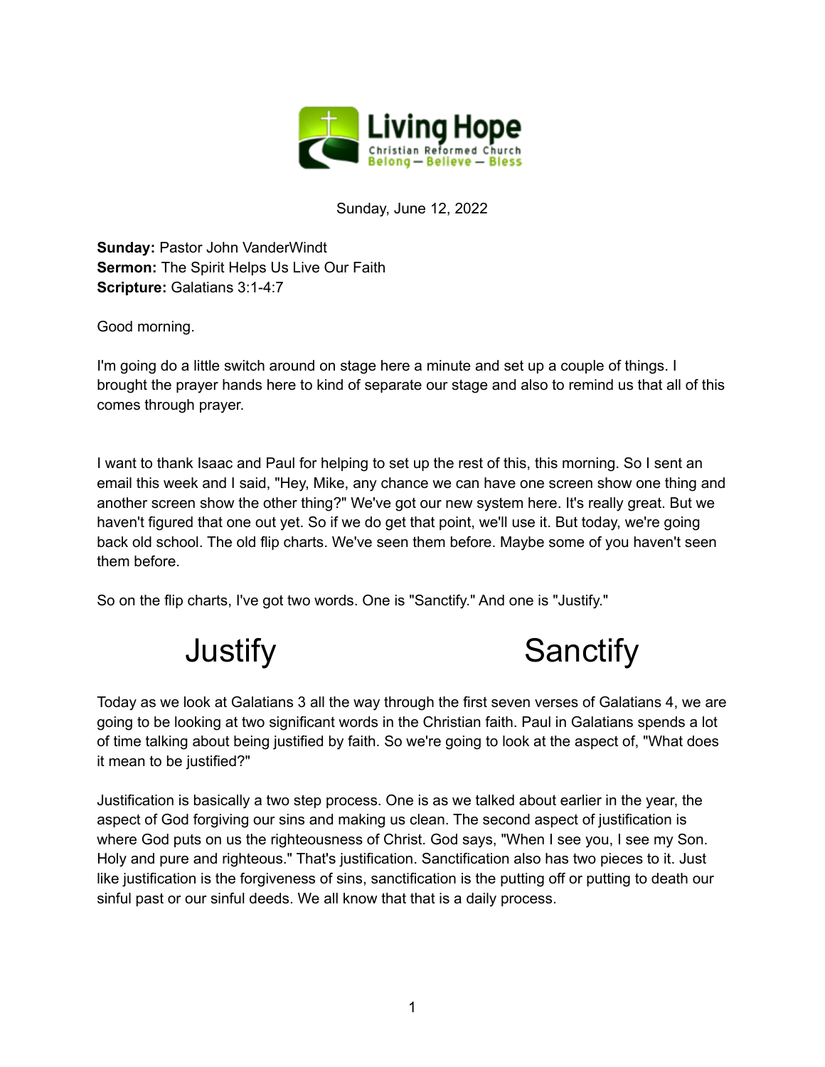Sunday, June 12, 2022

**Sunday:** Pastor John VanderWindt
**Sermon:** The Spirit Helps Us Live Our Faith
**Scripture:** Galatians 3:1-4:7

Good morning.

I'm going do a little switch around on stage here a minute and set up a couple of things. I brought the prayer hands here to kind of separate our stage and also to remind us that all of this comes through prayer.

I want to thank Isaac and Paul for helping to set up the rest of this, this morning. So I sent an email this week and I said, "Hey, Mike, any chance we can have one screen show one thing and another screen show the other thing?" We've got our new system here. It's really great. But we haven't figured that one out yet. So if we do get that point, we'll use it. But today, we're going back old school. The old flip charts. We've seen them before. Maybe some of you haven't seen them before.

So on the flip charts, I've got two words. One is "Sanctify." And one is "Justify."

| Justify | Sanctify |
|---|---|

Today as we look at Galatians 3 all the way through the first seven verses of Galatians 4, we are going to be looking at two significant words in the Christian faith. Paul in Galatians spends a lot of time talking about being justified by faith. So we're going to look at the aspect of, "What does it mean to be justified?"

Justification is basically a two step process. One is as we talked about earlier in the year, the aspect of God forgiving our sins and making us clean. The second aspect of justification is where God puts on us the righteousness of Christ. God says, "When I see you, I see my Son. Holy and pure and righteous." That's justification. Sanctification also has two pieces to it. Just like justification is the forgiveness of sins, sanctification is the putting off or putting to death our sinful past or our sinful deeds. We all know that that is a daily process.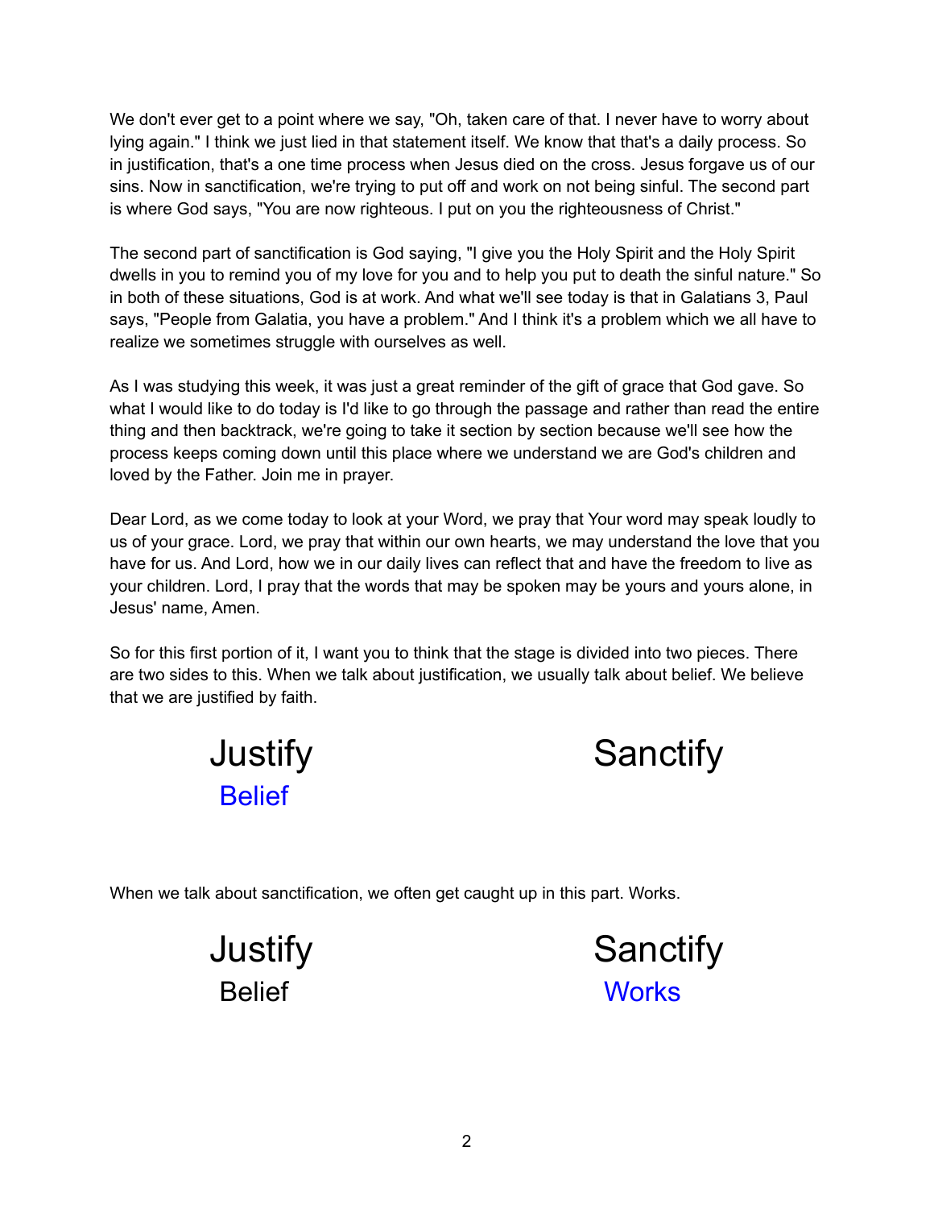We don't ever get to a point where we say, "Oh, taken care of that. I never have to worry about lying again." I think we just lied in that statement itself. We know that that's a daily process. So in justification, that's a one time process when Jesus died on the cross. Jesus forgave us of our sins. Now in sanctification, we're trying to put off and work on not being sinful. The second part is where God says, "You are now righteous. I put on you the righteousness of Christ."

The second part of sanctification is God saying, "I give you the Holy Spirit and the Holy Spirit dwells in you to remind you of my love for you and to help you put to death the sinful nature." So in both of these situations, God is at work. And what we'll see today is that in Galatians 3, Paul says, "People from Galatia, you have a problem." And I think it's a problem which we all have to realize we sometimes struggle with ourselves as well.

As I was studying this week, it was just a great reminder of the gift of grace that God gave. So what I would like to do today is I'd like to go through the passage and rather than read the entire thing and then backtrack, we're going to take it section by section because we'll see how the process keeps coming down until this place where we understand we are God's children and loved by the Father. Join me in prayer.

Dear Lord, as we come today to look at your Word, we pray that Your word may speak loudly to us of your grace. Lord, we pray that within our own hearts, we may understand the love that you have for us. And Lord, how we in our daily lives can reflect that and have the freedom to live as your children. Lord, I pray that the words that may be spoken may be yours and yours alone, in Jesus' name, Amen.

So for this first portion of it, I want you to think that the stage is divided into two pieces. There are two sides to this. When we talk about justification, we usually talk about belief. We believe that we are justified by faith.

| Justify | Sanctify |
| --- | --- |
| Belief | |

When we talk about sanctification, we often get caught up in this part. Works.

| Justify | Sanctify |
| --- | --- |
| Belief | Works |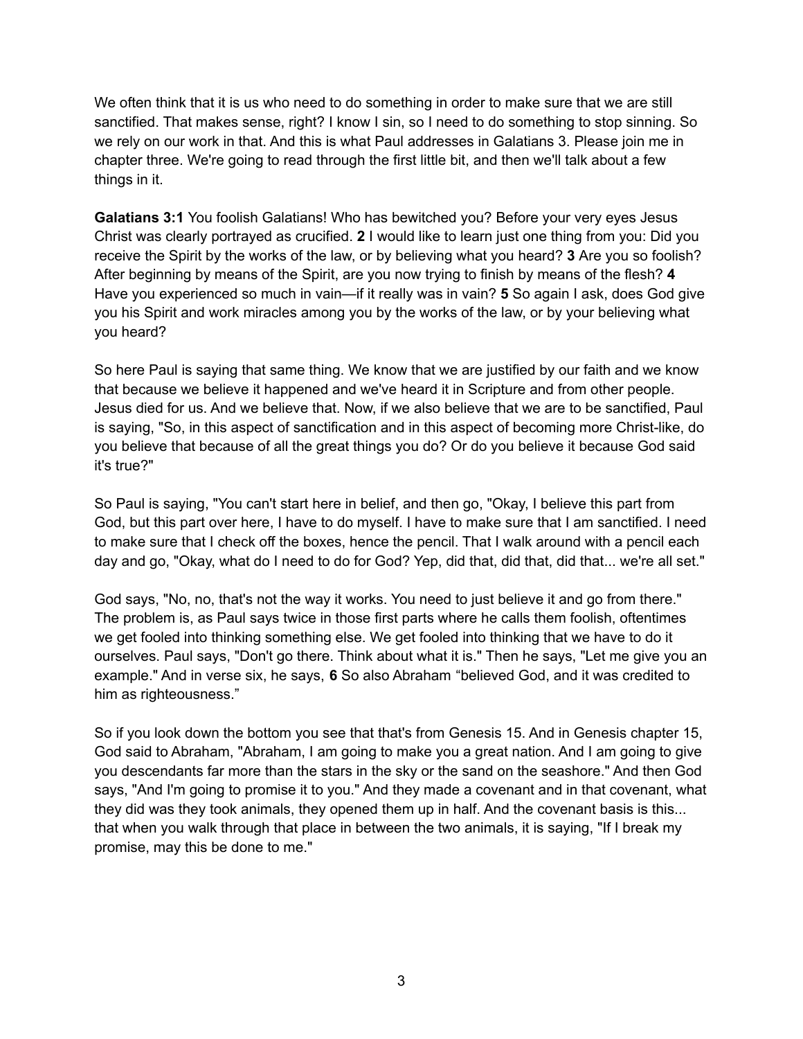We often think that it is us who need to do something in order to make sure that we are still sanctified. That makes sense, right? I know I sin, so I need to do something to stop sinning. So we rely on our work in that. And this is what Paul addresses in Galatians 3. Please join me in chapter three. We're going to read through the first little bit, and then we'll talk about a few things in it.

**Galatians 3:1** You foolish Galatians! Who has bewitched you? Before your very eyes Jesus Christ was clearly portrayed as crucified. **2** I would like to learn just one thing from you: Did you receive the Spirit by the works of the law, or by believing what you heard? **3** Are you so foolish? After beginning by means of the Spirit, are you now trying to finish by means of the flesh? **4** Have you experienced so much in vain—if it really was in vain? **5** So again I ask, does God give you his Spirit and work miracles among you by the works of the law, or by your believing what you heard?

So here Paul is saying that same thing. We know that we are justified by our faith and we know that because we believe it happened and we've heard it in Scripture and from other people. Jesus died for us. And we believe that. Now, if we also believe that we are to be sanctified, Paul is saying, "So, in this aspect of sanctification and in this aspect of becoming more Christ-like, do you believe that because of all the great things you do? Or do you believe it because God said it's true?"

So Paul is saying, "You can't start here in belief, and then go, "Okay, I believe this part from God, but this part over here, I have to do myself. I have to make sure that I am sanctified. I need to make sure that I check off the boxes, hence the pencil. That I walk around with a pencil each day and go, "Okay, what do I need to do for God? Yep, did that, did that, did that... we're all set."

God says, "No, no, that's not the way it works. You need to just believe it and go from there." The problem is, as Paul says twice in those first parts where he calls them foolish, oftentimes we get fooled into thinking something else. We get fooled into thinking that we have to do it ourselves. Paul says, "Don't go there. Think about what it is." Then he says, "Let me give you an example." And in verse six, he says, **6** So also Abraham "believed God, and it was credited to him as righteousness."

So if you look down the bottom you see that that's from Genesis 15. And in Genesis chapter 15, God said to Abraham, "Abraham, I am going to make you a great nation. And I am going to give you descendants far more than the stars in the sky or the sand on the seashore." And then God says, "And I'm going to promise it to you." And they made a covenant and in that covenant, what they did was they took animals, they opened them up in half. And the covenant basis is this... that when you walk through that place in between the two animals, it is saying, "If I break my promise, may this be done to me."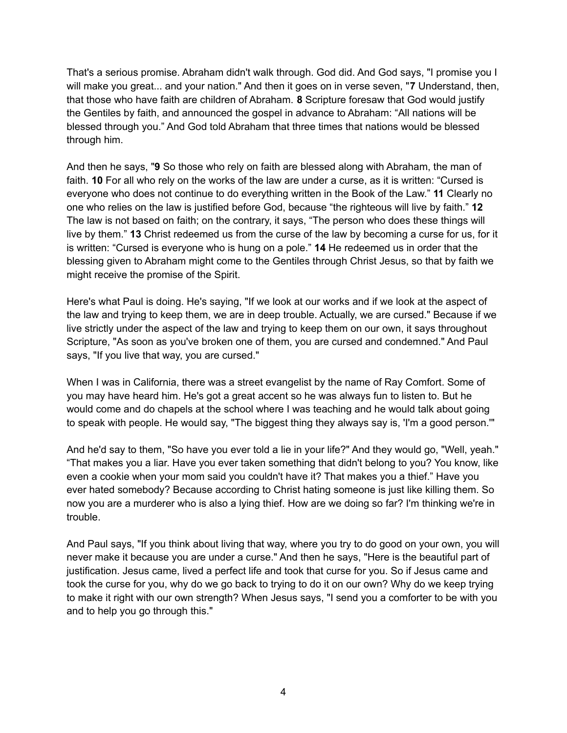That's a serious promise. Abraham didn't walk through. God did. And God says, "I promise you I will make you great... and your nation." And then it goes on in verse seven, "**7** Understand, then, that those who have faith are children of Abraham. **8** Scripture foresaw that God would justify the Gentiles by faith, and announced the gospel in advance to Abraham: “All nations will be blessed through you.” And God told Abraham that three times that nations would be blessed through him.

And then he says, "**9** So those who rely on faith are blessed along with Abraham, the man of faith. **10** For all who rely on the works of the law are under a curse, as it is written: “Cursed is everyone who does not continue to do everything written in the Book of the Law.” **11** Clearly no one who relies on the law is justified before God, because “the righteous will live by faith.” **12** The law is not based on faith; on the contrary, it says, “The person who does these things will live by them.” **13** Christ redeemed us from the curse of the law by becoming a curse for us, for it is written: “Cursed is everyone who is hung on a pole.” **14** He redeemed us in order that the blessing given to Abraham might come to the Gentiles through Christ Jesus, so that by faith we might receive the promise of the Spirit.

Here's what Paul is doing. He's saying, "If we look at our works and if we look at the aspect of the law and trying to keep them, we are in deep trouble. Actually, we are cursed." Because if we live strictly under the aspect of the law and trying to keep them on our own, it says throughout Scripture, "As soon as you've broken one of them, you are cursed and condemned." And Paul says, "If you live that way, you are cursed."

When I was in California, there was a street evangelist by the name of Ray Comfort. Some of you may have heard him. He's got a great accent so he was always fun to listen to. But he would come and do chapels at the school where I was teaching and he would talk about going to speak with people. He would say, "The biggest thing they always say is, 'I'm a good person.'"

And he'd say to them, "So have you ever told a lie in your life?" And they would go, "Well, yeah." “That makes you a liar. Have you ever taken something that didn't belong to you? You know, like even a cookie when your mom said you couldn't have it? That makes you a thief.” Have you ever hated somebody? Because according to Christ hating someone is just like killing them. So now you are a murderer who is also a lying thief. How are we doing so far? I'm thinking we're in trouble.

And Paul says, "If you think about living that way, where you try to do good on your own, you will never make it because you are under a curse." And then he says, "Here is the beautiful part of justification. Jesus came, lived a perfect life and took that curse for you. So if Jesus came and took the curse for you, why do we go back to trying to do it on our own? Why do we keep trying to make it right with our own strength? When Jesus says, "I send you a comforter to be with you and to help you go through this."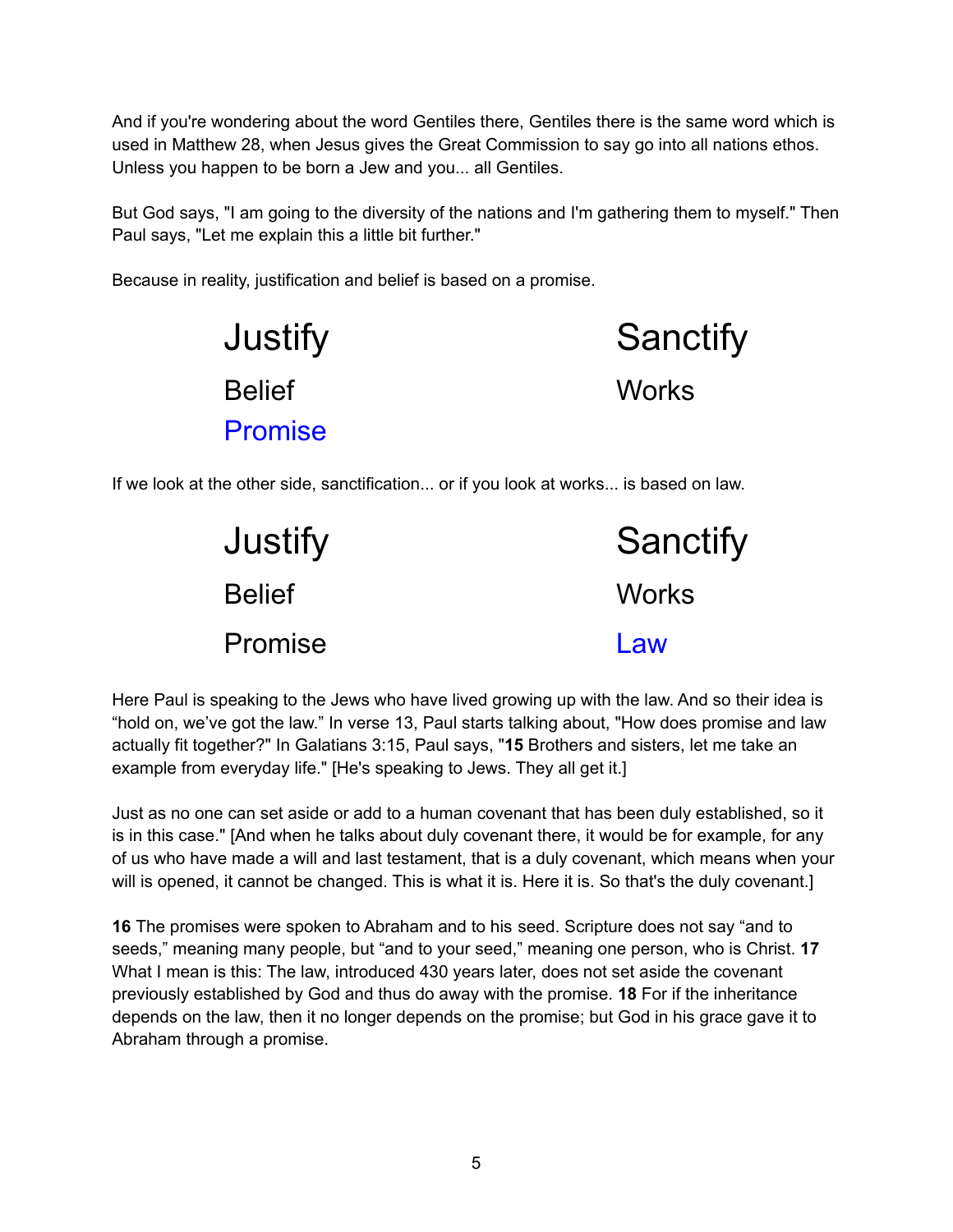And if you're wondering about the word Gentiles there, Gentiles there is the same word which is used in Matthew 28, when Jesus gives the Great Commission to say go into all nations ethos. Unless you happen to be born a Jew and you... all Gentiles.

But God says, "I am going to the diversity of the nations and I'm gathering them to myself." Then Paul says, "Let me explain this a little bit further."

Because in reality, justification and belief is based on a promise.

| Justify | Sanctify |
| --- | --- |
| Belief | Works |
| Promise | |

If we look at the other side, sanctification... or if you look at works... is based on law.

| Justify | Sanctify |
| --- | --- |
| Belief | Works |
| Promise | Law |

Here Paul is speaking to the Jews who have lived growing up with the law. And so their idea is "hold on, we've got the law." In verse 13, Paul starts talking about, "How does promise and law actually fit together?" In Galatians 3:15, Paul says, "**15** Brothers and sisters, let me take an example from everyday life." [He's speaking to Jews. They all get it.]

Just as no one can set aside or add to a human covenant that has been duly established, so it is in this case." [And when he talks about duly covenant there, it would be for example, for any of us who have made a will and last testament, that is a duly covenant, which means when your will is opened, it cannot be changed. This is what it is. Here it is. So that's the duly covenant.]

**16** The promises were spoken to Abraham and to his seed. Scripture does not say "and to seeds," meaning many people, but "and to your seed," meaning one person, who is Christ. **17** What I mean is this: The law, introduced 430 years later, does not set aside the covenant previously established by God and thus do away with the promise. **18** For if the inheritance depends on the law, then it no longer depends on the promise; but God in his grace gave it to Abraham through a promise.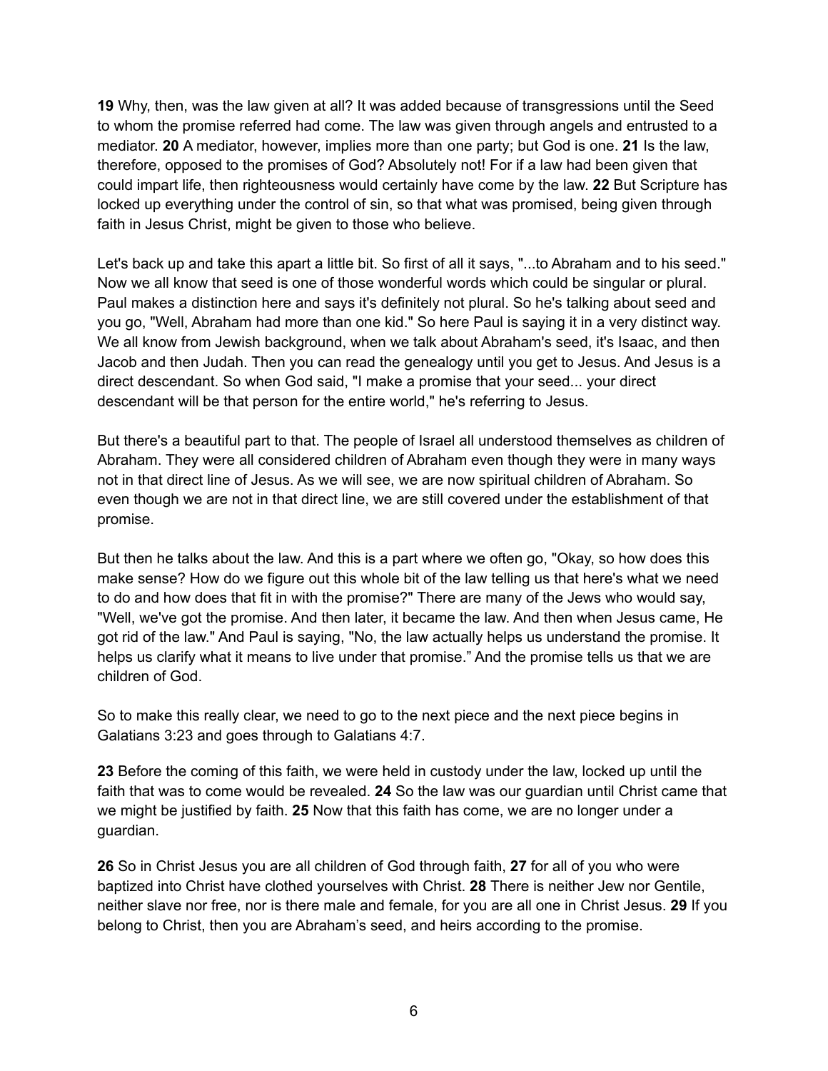**19** Why, then, was the law given at all? It was added because of transgressions until the Seed to whom the promise referred had come. The law was given through angels and entrusted to a mediator. **20** A mediator, however, implies more than one party; but God is one. **21** Is the law, therefore, opposed to the promises of God? Absolutely not! For if a law had been given that could impart life, then righteousness would certainly have come by the law. **22** But Scripture has locked up everything under the control of sin, so that what was promised, being given through faith in Jesus Christ, might be given to those who believe.

Let's back up and take this apart a little bit. So first of all it says, "...to Abraham and to his seed." Now we all know that seed is one of those wonderful words which could be singular or plural. Paul makes a distinction here and says it's definitely not plural. So he's talking about seed and you go, "Well, Abraham had more than one kid." So here Paul is saying it in a very distinct way. We all know from Jewish background, when we talk about Abraham's seed, it's Isaac, and then Jacob and then Judah. Then you can read the genealogy until you get to Jesus. And Jesus is a direct descendant. So when God said, "I make a promise that your seed... your direct descendant will be that person for the entire world," he's referring to Jesus.

But there's a beautiful part to that. The people of Israel all understood themselves as children of Abraham. They were all considered children of Abraham even though they were in many ways not in that direct line of Jesus. As we will see, we are now spiritual children of Abraham. So even though we are not in that direct line, we are still covered under the establishment of that promise.

But then he talks about the law. And this is a part where we often go, "Okay, so how does this make sense? How do we figure out this whole bit of the law telling us that here's what we need to do and how does that fit in with the promise?" There are many of the Jews who would say, "Well, we've got the promise. And then later, it became the law. And then when Jesus came, He got rid of the law." And Paul is saying, "No, the law actually helps us understand the promise. It helps us clarify what it means to live under that promise." And the promise tells us that we are children of God.

So to make this really clear, we need to go to the next piece and the next piece begins in Galatians 3:23 and goes through to Galatians 4:7.

**23** Before the coming of this faith, we were held in custody under the law, locked up until the faith that was to come would be revealed. **24** So the law was our guardian until Christ came that we might be justified by faith. **25** Now that this faith has come, we are no longer under a guardian.

**26** So in Christ Jesus you are all children of God through faith, **27** for all of you who were baptized into Christ have clothed yourselves with Christ. **28** There is neither Jew nor Gentile, neither slave nor free, nor is there male and female, for you are all one in Christ Jesus. **29** If you belong to Christ, then you are Abraham's seed, and heirs according to the promise.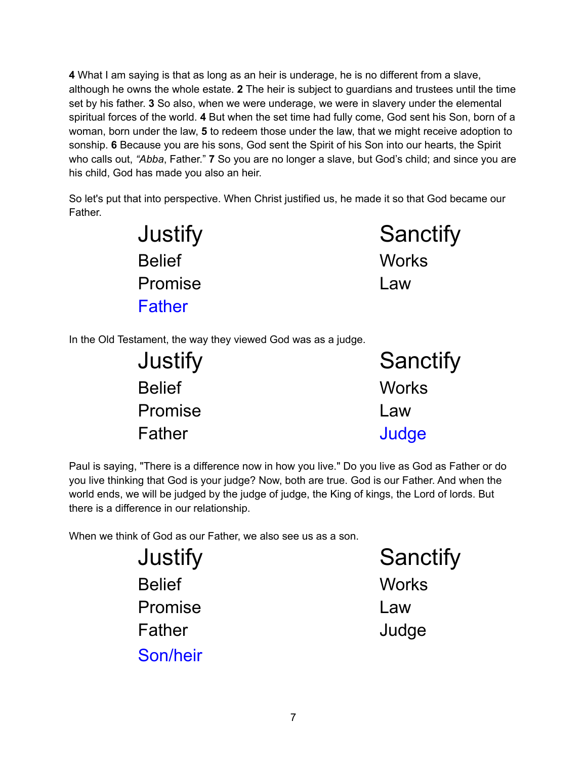**4** What I am saying is that as long as an heir is underage, he is no different from a slave, although he owns the whole estate. **2** The heir is subject to guardians and trustees until the time set by his father. **3** So also, when we were underage, we were in slavery under the elemental spiritual forces of the world. **4** But when the set time had fully come, God sent his Son, born of a woman, born under the law, **5** to redeem those under the law, that we might receive adoption to sonship. **6** Because you are his sons, God sent the Spirit of his Son into our hearts, the Spirit who calls out, *"Abba*, Father." **7** So you are no longer a slave, but God's child; and since you are his child, God has made you also an heir.

So let's put that into perspective. When Christ justified us, he made it so that God became our Father.

| Justify | Sanctify |
| --- | --- |
| Belief | Works |
| Promise | Law |
| Father | |

In the Old Testament, the way they viewed God was as a judge.

| Justify | Sanctify |
| --- | --- |
| Belief | Works |
| Promise | Law |
| Father | Judge |

Paul is saying, "There is a difference now in how you live." Do you live as God as Father or do you live thinking that God is your judge? Now, both are true. God is our Father. And when the world ends, we will be judged by the judge of judge, the King of kings, the Lord of lords. But there is a difference in our relationship.

When we think of God as our Father, we also see us as a son.

| Justify | Sanctify |
| --- | --- |
| Belief | Works |
| Promise | Law |
| Father | Judge |
| Son/heir | |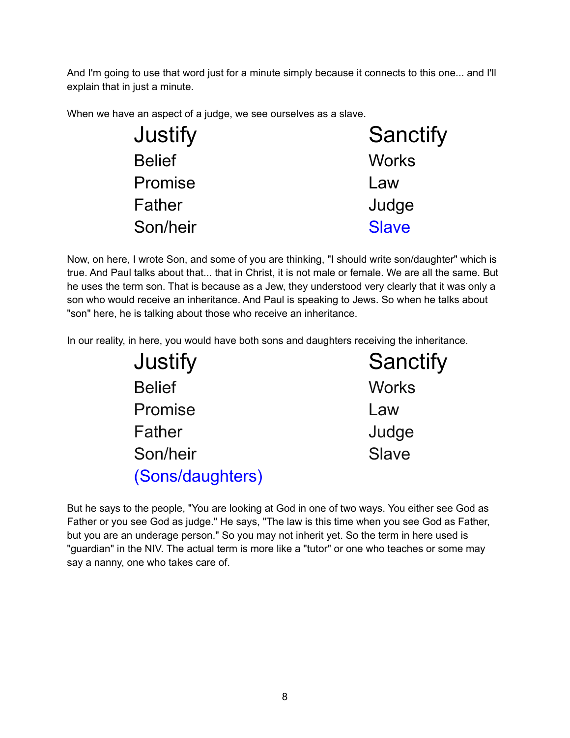And I'm going to use that word just for a minute simply because it connects to this one... and I'll explain that in just a minute.

When we have an aspect of a judge, we see ourselves as a slave.

| Justify | Sanctify |
| --- | --- |
| Belief | Works |
| Promise | Law |
| Father | Judge |
| Son/heir | Slave |

Now, on here, I wrote Son, and some of you are thinking, "I should write son/daughter" which is true. And Paul talks about that... that in Christ, it is not male or female. We are all the same. But he uses the term son. That is because as a Jew, they understood very clearly that it was only a son who would receive an inheritance. And Paul is speaking to Jews. So when he talks about "son" here, he is talking about those who receive an inheritance.

In our reality, in here, you would have both sons and daughters receiving the inheritance.

| Justify | Sanctify |
| --- | --- |
| Belief | Works |
| Promise | Law |
| Father | Judge |
| Son/heir | Slave |
| (Sons/daughters) | |

But he says to the people, "You are looking at God in one of two ways. You either see God as Father or you see God as judge." He says, "The law is this time when you see God as Father, but you are an underage person." So you may not inherit yet. So the term in here used is "guardian" in the NIV. The actual term is more like a "tutor" or one who teaches or some may say a nanny, one who takes care of.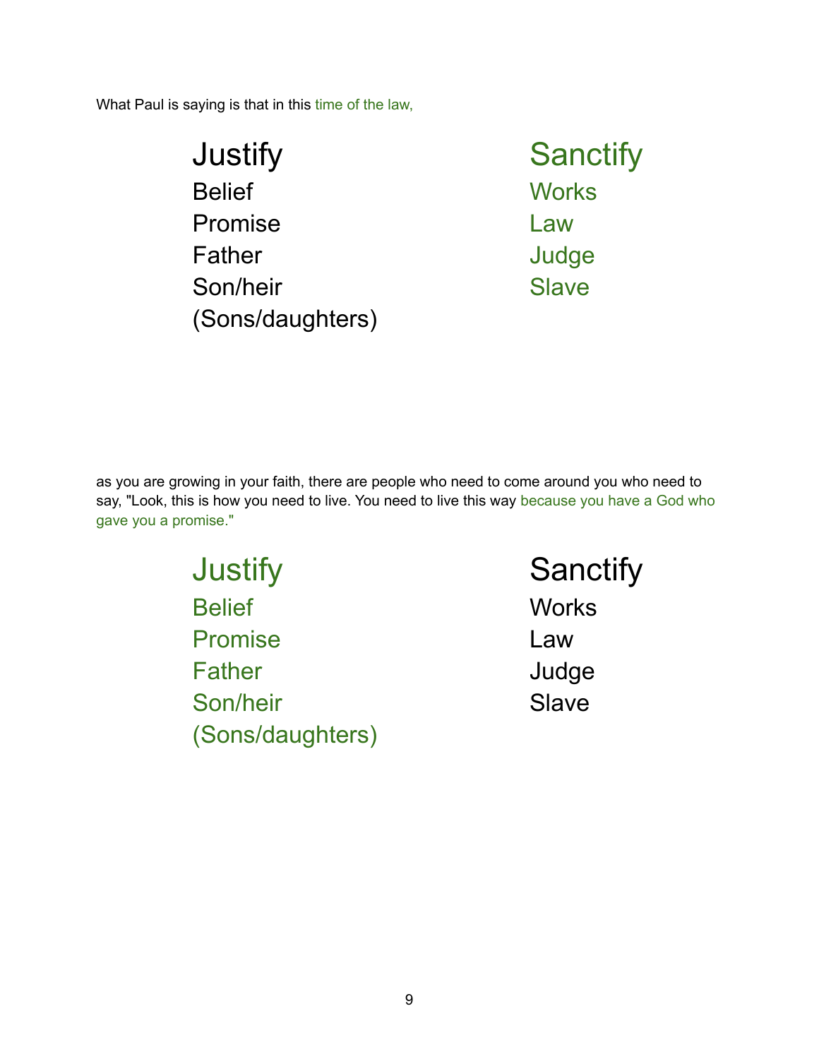What Paul is saying is that in this time of the law,

| Justify | Sanctify |
| --- | --- |
| Belief | Works |
| Promise | Law |
| Father | Judge |
| Son/heir | Slave |
| (Sons/daughters) | |

as you are growing in your faith, there are people who need to come around you who need to say, "Look, this is how you need to live. You need to live this way because you have a God who gave you a promise."

| Justify | Sanctify |
| --- | --- |
| Belief | Works |
| Promise | Law |
| Father | Judge |
| Son/heir | Slave |
| (Sons/daughters) | |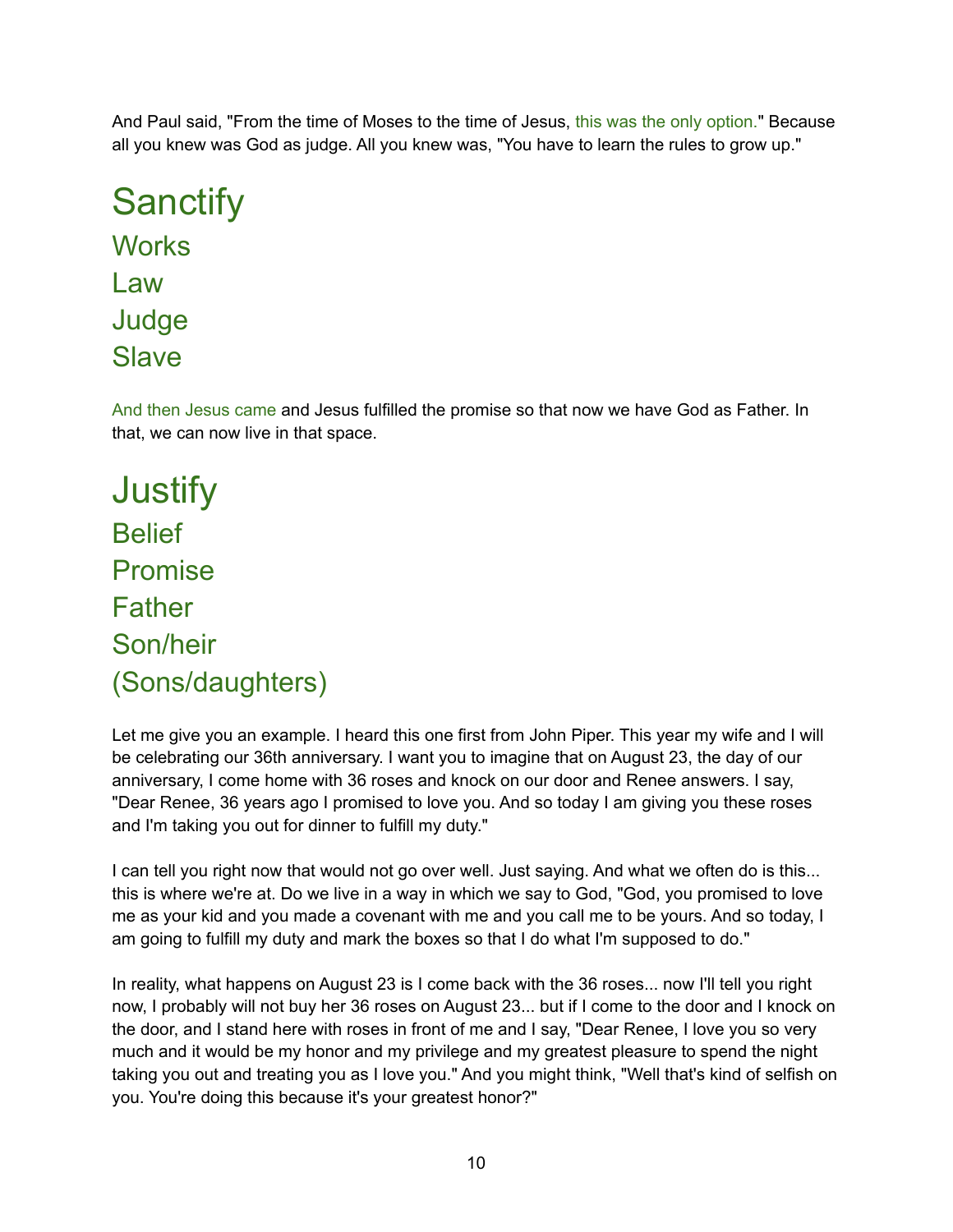And Paul said, "From the time of Moses to the time of Jesus, this was the only option." Because all you knew was God as judge. All you knew was, "You have to learn the rules to grow up."

# Sanctify

## Works

## Law

## Judge

## Slave

And then Jesus came and Jesus fulfilled the promise so that now we have God as Father. In that, we can now live in that space.

# Justify

## Belief

## Promise

## Father

## Son/heir

## (Sons/daughters)

Let me give you an example. I heard this one first from John Piper. This year my wife and I will be celebrating our 36th anniversary. I want you to imagine that on August 23, the day of our anniversary, I come home with 36 roses and knock on our door and Renee answers. I say, "Dear Renee, 36 years ago I promised to love you. And so today I am giving you these roses and I'm taking you out for dinner to fulfill my duty."

I can tell you right now that would not go over well. Just saying. And what we often do is this... this is where we're at. Do we live in a way in which we say to God, "God, you promised to love me as your kid and you made a covenant with me and you call me to be yours. And so today, I am going to fulfill my duty and mark the boxes so that I do what I'm supposed to do."

In reality, what happens on August 23 is I come back with the 36 roses... now I'll tell you right now, I probably will not buy her 36 roses on August 23... but if I come to the door and I knock on the door, and I stand here with roses in front of me and I say, "Dear Renee, I love you so very much and it would be my honor and my privilege and my greatest pleasure to spend the night taking you out and treating you as I love you." And you might think, "Well that's kind of selfish on you. You're doing this because it's your greatest honor?"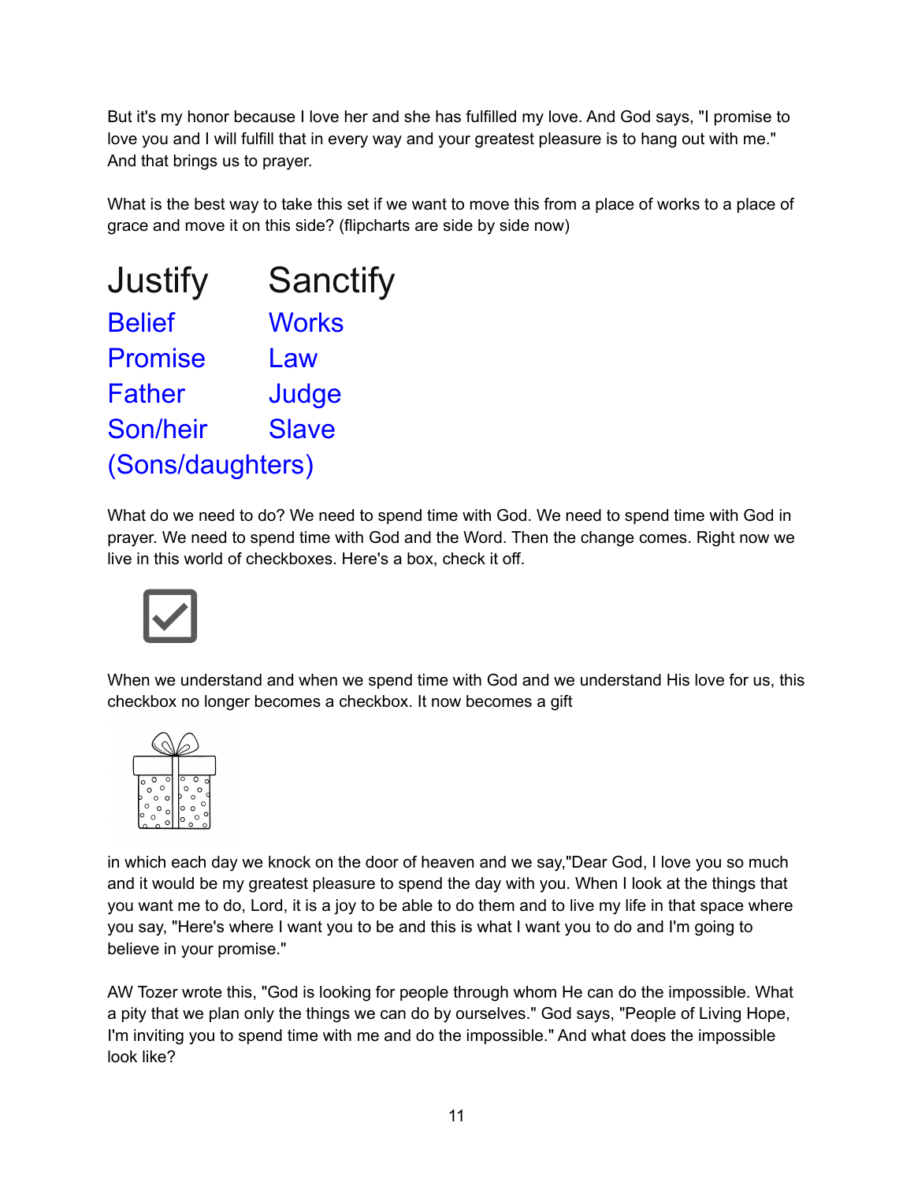But it's my honor because I love her and she has fulfilled my love. And God says, "I promise to love you and I will fulfill that in every way and your greatest pleasure is to hang out with me." And that brings us to prayer.

What is the best way to take this set if we want to move this from a place of works to a place of grace and move it on this side? (flipcharts are side by side now)

| Justify | Sanctify |
| --- | --- |
| Belief | Works |
| Promise | Law |
| Father | Judge |
| Son/heir (Sons/daughters) | Slave |

What do we need to do? We need to spend time with God. We need to spend time with God in prayer. We need to spend time with God and the Word. Then the change comes. Right now we live in this world of checkboxes. Here's a box, check it off.

When we understand and when we spend time with God and we understand His love for us, this checkbox no longer becomes a checkbox. It now becomes a gift

in which each day we knock on the door of heaven and we say,"Dear God, I love you so much and it would be my greatest pleasure to spend the day with you. When I look at the things that you want me to do, Lord, it is a joy to be able to do them and to live my life in that space where you say, "Here's where I want you to be and this is what I want you to do and I'm going to believe in your promise."

AW Tozer wrote this, "God is looking for people through whom He can do the impossible. What a pity that we plan only the things we can do by ourselves." God says, "People of Living Hope, I'm inviting you to spend time with me and do the impossible." And what does the impossible look like?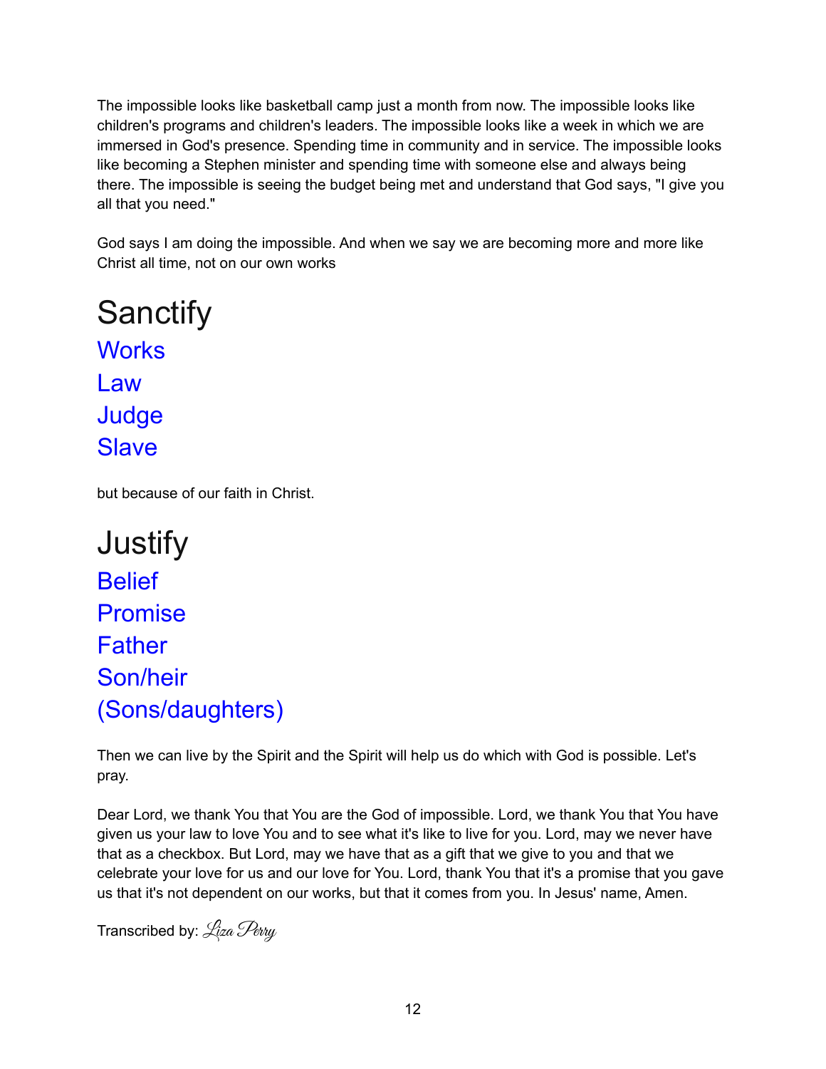The impossible looks like basketball camp just a month from now. The impossible looks like children's programs and children's leaders. The impossible looks like a week in which we are immersed in God's presence. Spending time in community and in service. The impossible looks like becoming a Stephen minister and spending time with someone else and always being there. The impossible is seeing the budget being met and understand that God says, "I give you all that you need."

God says I am doing the impossible. And when we say we are becoming more and more like Christ all time, not on our own works

# Sanctify

Works

Law

Judge

Slave

but because of our faith in Christ.

# Justify

Belief

Promise

Father

Son/heir

(Sons/daughters)

Then we can live by the Spirit and the Spirit will help us do which with God is possible. Let's pray.

Dear Lord, we thank You that You are the God of impossible. Lord, we thank You that You have given us your law to love You and to see what it's like to live for you. Lord, may we never have that as a checkbox. But Lord, may we have that as a gift that we give to you and that we celebrate your love for us and our love for You. Lord, thank You that it's a promise that you gave us that it's not dependent on our works, but that it comes from you. In Jesus' name, Amen.

Transcribed by: *Liza Perry*